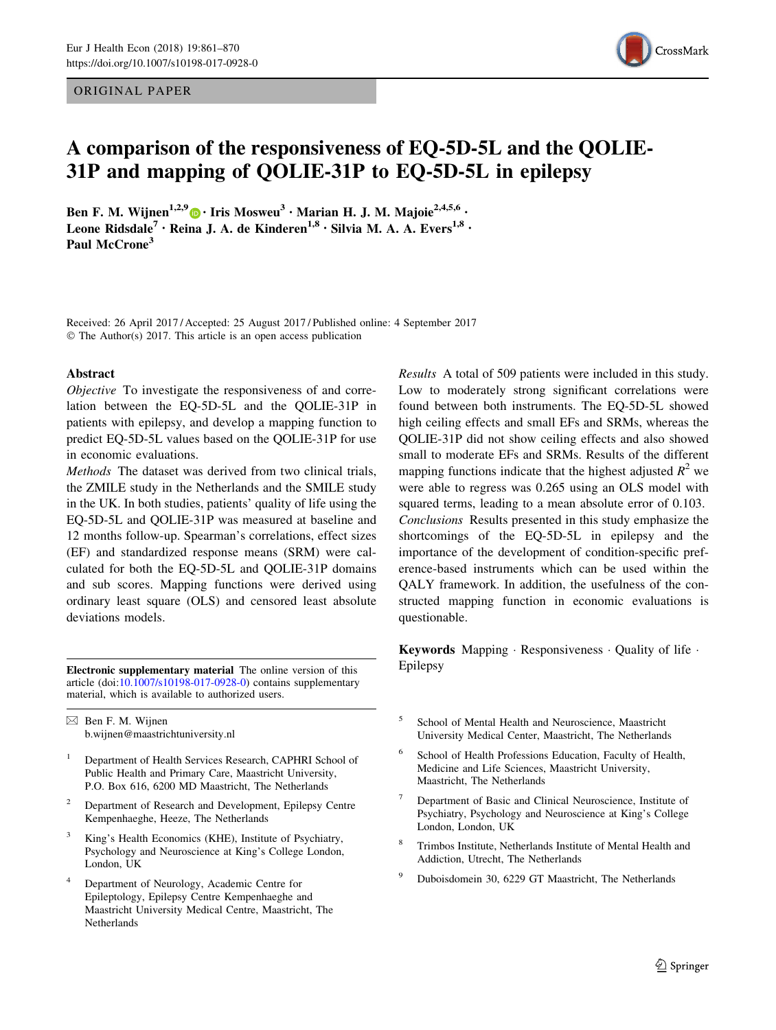ORIGINAL PAPER

# A comparison of the responsiveness of EQ-5D-5L and the QOLIE-31P and mapping of QOLIE-31P to EQ-5D-5L in epilepsy

**Ben F. M. Wijnen[1,2,9] · Iris Mosweu[3] · Marian H. J. M. Majoie[2,4,5,6] · Leone Ridsdale[7] · Reina J. A. de Kinderen[1,8] · Silvia M. A. A. Evers[1,8] · Paul McCrone[3]**

Received: 26 April 2017 / Accepted: 25 August 2017 / Published online: 4 September 2017
© The Author(s) 2017. This article is an open access publication

## Abstract

*Objective* To investigate the responsiveness of and correlation between the EQ-5D-5L and the QOLIE-31P in patients with epilepsy, and develop a mapping function to predict EQ-5D-5L values based on the QOLIE-31P for use in economic evaluations.

*Methods* The dataset was derived from two clinical trials, the ZMILE study in the Netherlands and the SMILE study in the UK. In both studies, patients' quality of life using the EQ-5D-5L and QOLIE-31P was measured at baseline and 12 months follow-up. Spearman's correlations, effect sizes (EF) and standardized response means (SRM) were calculated for both the EQ-5D-5L and QOLIE-31P domains and sub scores. Mapping functions were derived using ordinary least square (OLS) and censored least absolute deviations models.

*Results* A total of 509 patients were included in this study. Low to moderately strong significant correlations were found between both instruments. The EQ-5D-5L showed high ceiling effects and small EFs and SRMs, whereas the QOLIE-31P did not show ceiling effects and also showed small to moderate EFs and SRMs. Results of the different mapping functions indicate that the highest adjusted $R^2$ we were able to regress was 0.265 using an OLS model with squared terms, leading to a mean absolute error of 0.103.

*Conclusions* Results presented in this study emphasize the shortcomings of the EQ-5D-5L in epilepsy and the importance of the development of condition-specific preference-based instruments which can be used within the QALY framework. In addition, the usefulness of the constructed mapping function in economic evaluations is questionable.

**Keywords** Mapping · Responsiveness · Quality of life · Epilepsy

**Electronic supplementary material** The online version of this article (doi:10.1007/s10198-017-0928-0) contains supplementary material, which is available to authorized users.

✉ Ben F. M. Wijnen
b.wijnen@maastrichtuniversity.nl

[1] Department of Health Services Research, CAPHRI School of Public Health and Primary Care, Maastricht University, P.O. Box 616, 6200 MD Maastricht, The Netherlands

[2] Department of Research and Development, Epilepsy Centre Kempenhaeghe, Heeze, The Netherlands

[3] King's Health Economics (KHE), Institute of Psychiatry, Psychology and Neuroscience at King's College London, London, UK

[4] Department of Neurology, Academic Centre for Epileptology, Epilepsy Centre Kempenhaeghe and Maastricht University Medical Centre, Maastricht, The Netherlands

[5] School of Mental Health and Neuroscience, Maastricht University Medical Center, Maastricht, The Netherlands

[6] School of Health Professions Education, Faculty of Health, Medicine and Life Sciences, Maastricht University, Maastricht, The Netherlands

[7] Department of Basic and Clinical Neuroscience, Institute of Psychiatry, Psychology and Neuroscience at King's College London, London, UK

[8] Trimbos Institute, Netherlands Institute of Mental Health and Addiction, Utrecht, The Netherlands

[9] Duboisdomein 30, 6229 GT Maastricht, The Netherlands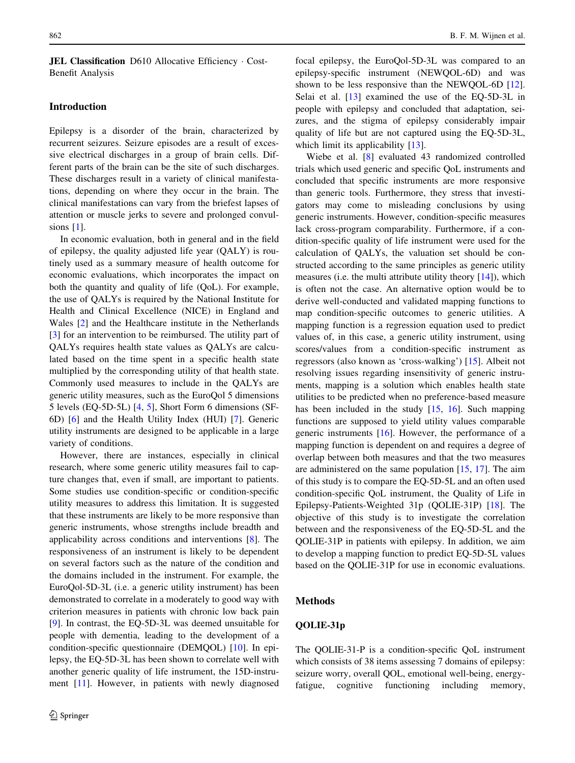**JEL Classification** D610 Allocative Efficiency · Cost-Benefit Analysis

## Introduction

Epilepsy is a disorder of the brain, characterized by recurrent seizures. Seizure episodes are a result of excessive electrical discharges in a group of brain cells. Different parts of the brain can be the site of such discharges. These discharges result in a variety of clinical manifestations, depending on where they occur in the brain. The clinical manifestations can vary from the briefest lapses of attention or muscle jerks to severe and prolonged convulsions [1].

In economic evaluation, both in general and in the field of epilepsy, the quality adjusted life year (QALY) is routinely used as a summary measure of health outcome for economic evaluations, which incorporates the impact on both the quantity and quality of life (QoL). For example, the use of QALYs is required by the National Institute for Health and Clinical Excellence (NICE) in England and Wales [2] and the Healthcare institute in the Netherlands [3] for an intervention to be reimbursed. The utility part of QALYs requires health state values as QALYs are calculated based on the time spent in a specific health state multiplied by the corresponding utility of that health state. Commonly used measures to include in the QALYs are generic utility measures, such as the EuroQol 5 dimensions 5 levels (EQ-5D-5L) [4, 5], Short Form 6 dimensions (SF-6D) [6] and the Health Utility Index (HUI) [7]. Generic utility instruments are designed to be applicable in a large variety of conditions.

However, there are instances, especially in clinical research, where some generic utility measures fail to capture changes that, even if small, are important to patients. Some studies use condition-specific or condition-specific utility measures to address this limitation. It is suggested that these instruments are likely to be more responsive than generic instruments, whose strengths include breadth and applicability across conditions and interventions [8]. The responsiveness of an instrument is likely to be dependent on several factors such as the nature of the condition and the domains included in the instrument. For example, the EuroQol-5D-3L (i.e. a generic utility instrument) has been demonstrated to correlate in a moderately to good way with criterion measures in patients with chronic low back pain [9]. In contrast, the EQ-5D-3L was deemed unsuitable for people with dementia, leading to the development of a condition-specific questionnaire (DEMQOL) [10]. In epilepsy, the EQ-5D-3L has been shown to correlate well with another generic quality of life instrument, the 15D-instrument [11]. However, in patients with newly diagnosed focal epilepsy, the EuroQol-5D-3L was compared to an epilepsy-specific instrument (NEWQOL-6D) and was shown to be less responsive than the NEWQOL-6D [12]. Selai et al. [13] examined the use of the EQ-5D-3L in people with epilepsy and concluded that adaptation, seizures, and the stigma of epilepsy considerably impair quality of life but are not captured using the EQ-5D-3L, which limit its applicability [13].

Wiebe et al. [8] evaluated 43 randomized controlled trials which used generic and specific QoL instruments and concluded that specific instruments are more responsive than generic tools. Furthermore, they stress that investigators may come to misleading conclusions by using generic instruments. However, condition-specific measures lack cross-program comparability. Furthermore, if a condition-specific quality of life instrument were used for the calculation of QALYs, the valuation set should be constructed according to the same principles as generic utility measures (i.e. the multi attribute utility theory [14]), which is often not the case. An alternative option would be to derive well-conducted and validated mapping functions to map condition-specific outcomes to generic utilities. A mapping function is a regression equation used to predict values of, in this case, a generic utility instrument, using scores/values from a condition-specific instrument as regressors (also known as 'cross-walking') [15]. Albeit not resolving issues regarding insensitivity of generic instruments, mapping is a solution which enables health state utilities to be predicted when no preference-based measure has been included in the study [15, 16]. Such mapping functions are supposed to yield utility values comparable generic instruments [16]. However, the performance of a mapping function is dependent on and requires a degree of overlap between both measures and that the two measures are administered on the same population [15, 17]. The aim of this study is to compare the EQ-5D-5L and an often used condition-specific QoL instrument, the Quality of Life in Epilepsy-Patients-Weighted 31p (QOLIE-31P) [18]. The objective of this study is to investigate the correlation between and the responsiveness of the EQ-5D-5L and the QOLIE-31P in patients with epilepsy. In addition, we aim to develop a mapping function to predict EQ-5D-5L values based on the QOLIE-31P for use in economic evaluations.

## Methods

### QOLIE-31p

The QOLIE-31-P is a condition-specific QoL instrument which consists of 38 items assessing 7 domains of epilepsy: seizure worry, overall QOL, emotional well-being, energy-fatigue, cognitive functioning including memory,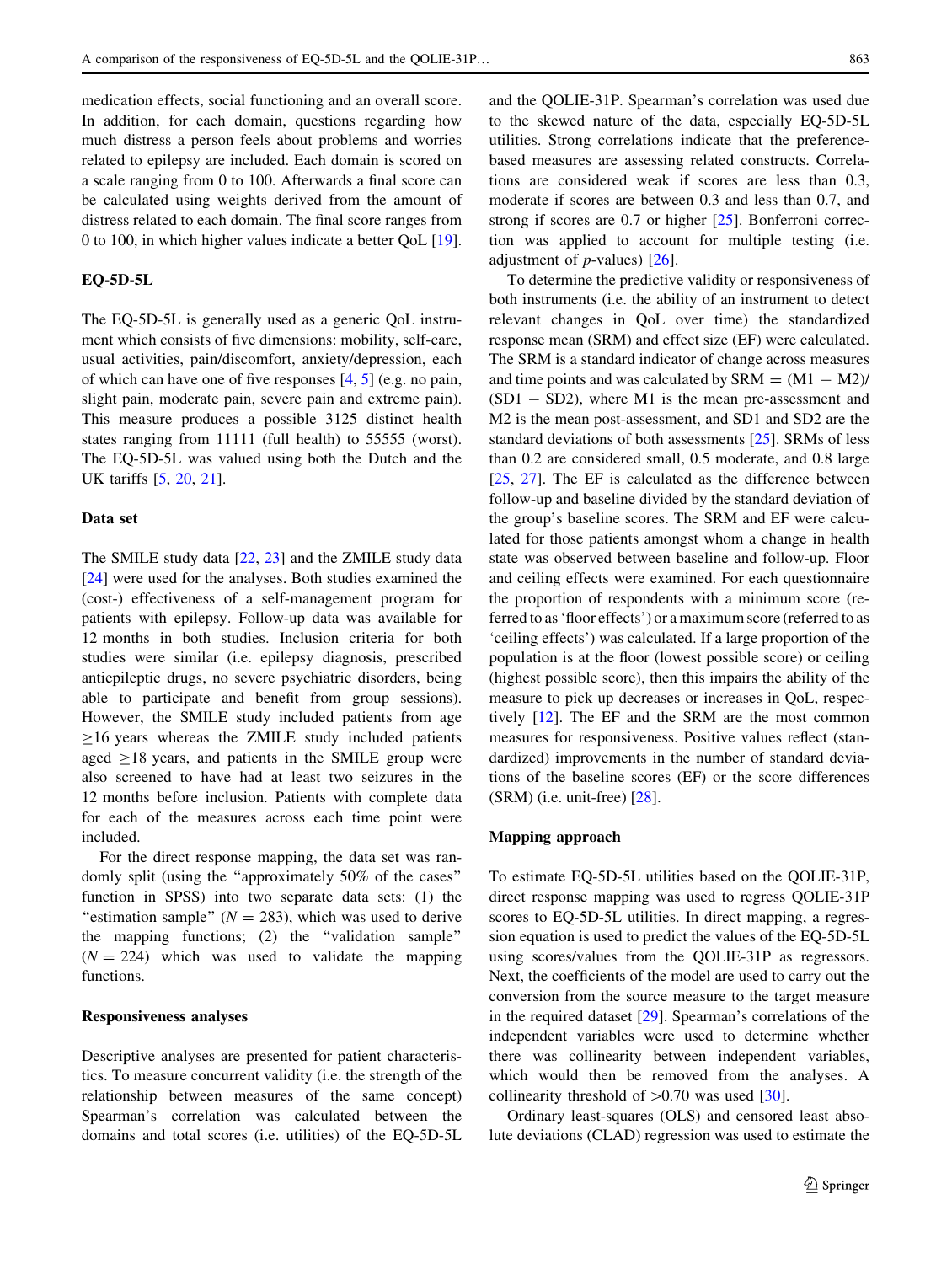medication effects, social functioning and an overall score. In addition, for each domain, questions regarding how much distress a person feels about problems and worries related to epilepsy are included. Each domain is scored on a scale ranging from 0 to 100. Afterwards a final score can be calculated using weights derived from the amount of distress related to each domain. The final score ranges from 0 to 100, in which higher values indicate a better QoL [19].

### EQ-5D-5L

The EQ-5D-5L is generally used as a generic QoL instrument which consists of five dimensions: mobility, self-care, usual activities, pain/discomfort, anxiety/depression, each of which can have one of five responses [4, 5] (e.g. no pain, slight pain, moderate pain, severe pain and extreme pain). This measure produces a possible 3125 distinct health states ranging from 11111 (full health) to 55555 (worst). The EQ-5D-5L was valued using both the Dutch and the UK tariffs [5, 20, 21].

### Data set

The SMILE study data [22, 23] and the ZMILE study data [24] were used for the analyses. Both studies examined the (cost-) effectiveness of a self-management program for patients with epilepsy. Follow-up data was available for 12 months in both studies. Inclusion criteria for both studies were similar (i.e. epilepsy diagnosis, prescribed antiepileptic drugs, no severe psychiatric disorders, being able to participate and benefit from group sessions). However, the SMILE study included patients from age $\geq 16$ years whereas the ZMILE study included patients aged $\geq 18$ years, and patients in the SMILE group were also screened to have had at least two seizures in the 12 months before inclusion. Patients with complete data for each of the measures across each time point were included.

For the direct response mapping, the data set was randomly split (using the "approximately 50% of the cases" function in SPSS) into two separate data sets: (1) the "estimation sample" ($N = 283$), which was used to derive the mapping functions; (2) the "validation sample" ($N = 224$) which was used to validate the mapping functions.

### Responsiveness analyses

Descriptive analyses are presented for patient characteristics. To measure concurrent validity (i.e. the strength of the relationship between measures of the same concept) Spearman's correlation was calculated between the domains and total scores (i.e. utilities) of the EQ-5D-5L and the QOLIE-31P. Spearman's correlation was used due to the skewed nature of the data, especially EQ-5D-5L utilities. Strong correlations indicate that the preference-based measures are assessing related constructs. Correlations are considered weak if scores are less than 0.3, moderate if scores are between 0.3 and less than 0.7, and strong if scores are 0.7 or higher [25]. Bonferroni correction was applied to account for multiple testing (i.e. adjustment of $p$-values) [26].

To determine the predictive validity or responsiveness of both instruments (i.e. the ability of an instrument to detect relevant changes in QoL over time) the standardized response mean (SRM) and effect size (EF) were calculated. The SRM is a standard indicator of change across measures and time points and was calculated by $\mathrm{SRM} = (\mathrm{M1} - \mathrm{M2})/(\mathrm{SD1} - \mathrm{SD2})$, where M1 is the mean pre-assessment and M2 is the mean post-assessment, and SD1 and SD2 are the standard deviations of both assessments [25]. SRMs of less than 0.2 are considered small, 0.5 moderate, and 0.8 large [25, 27]. The EF is calculated as the difference between follow-up and baseline divided by the standard deviation of the group's baseline scores. The SRM and EF were calculated for those patients amongst whom a change in health state was observed between baseline and follow-up. Floor and ceiling effects were examined. For each questionnaire the proportion of respondents with a minimum score (referred to as 'floor effects') or a maximum score (referred to as 'ceiling effects') was calculated. If a large proportion of the population is at the floor (lowest possible score) or ceiling (highest possible score), then this impairs the ability of the measure to pick up decreases or increases in QoL, respectively [12]. The EF and the SRM are the most common measures for responsiveness. Positive values reflect (standardized) improvements in the number of standard deviations of the baseline scores (EF) or the score differences (SRM) (i.e. unit-free) [28].

### Mapping approach

To estimate EQ-5D-5L utilities based on the QOLIE-31P, direct response mapping was used to regress QOLIE-31P scores to EQ-5D-5L utilities. In direct mapping, a regression equation is used to predict the values of the EQ-5D-5L using scores/values from the QOLIE-31P as regressors. Next, the coefficients of the model are used to carry out the conversion from the source measure to the target measure in the required dataset [29]. Spearman's correlations of the independent variables were used to determine whether there was collinearity between independent variables, which would then be removed from the analyses. A collinearity threshold of $>0.70$ was used [30].

Ordinary least-squares (OLS) and censored least absolute deviations (CLAD) regression was used to estimate the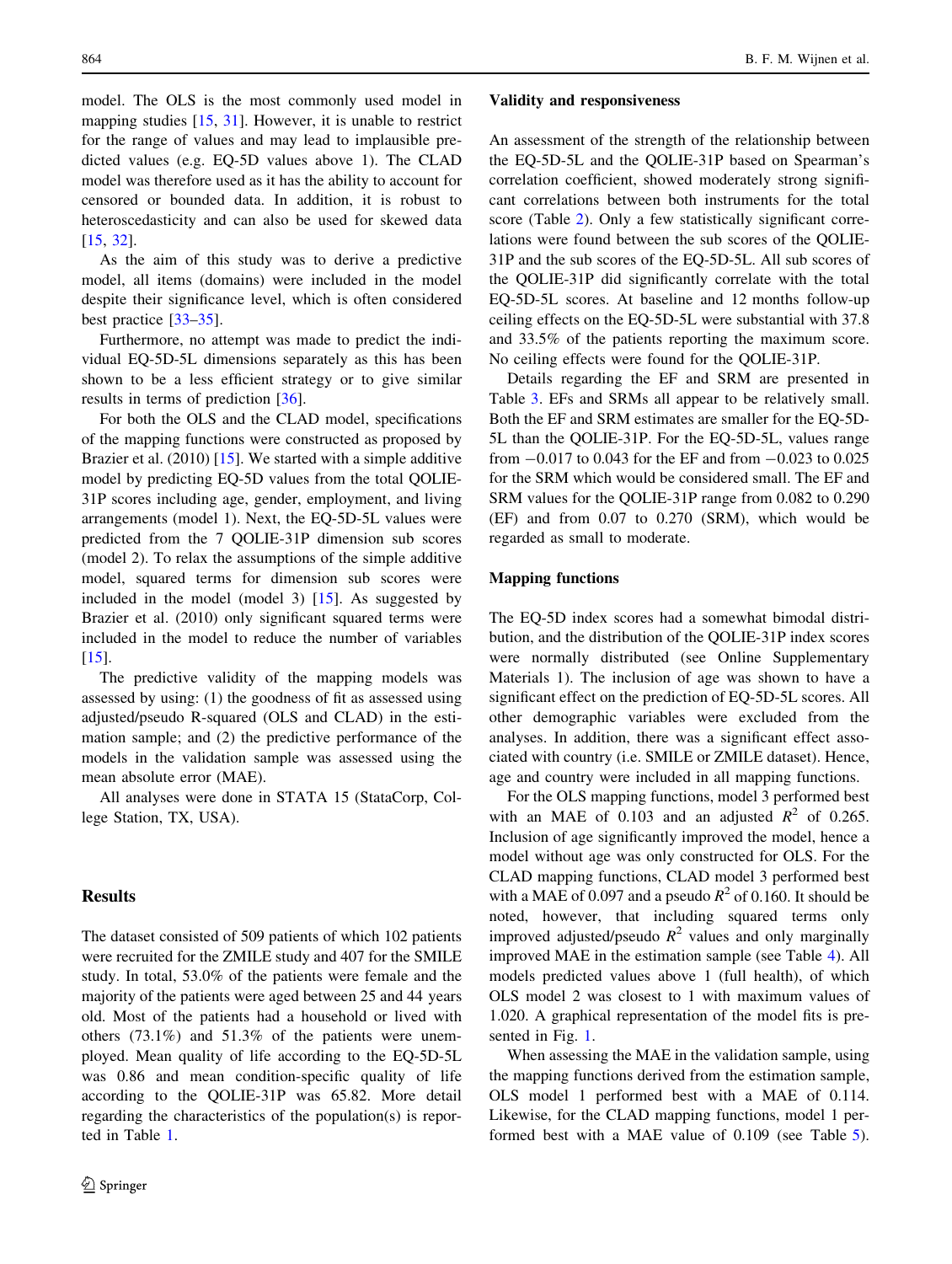model. The OLS is the most commonly used model in mapping studies [15, 31]. However, it is unable to restrict for the range of values and may lead to implausible predicted values (e.g. EQ-5D values above 1). The CLAD model was therefore used as it has the ability to account for censored or bounded data. In addition, it is robust to heteroscedasticity and can also be used for skewed data [15, 32].

As the aim of this study was to derive a predictive model, all items (domains) were included in the model despite their significance level, which is often considered best practice [33–35].

Furthermore, no attempt was made to predict the individual EQ-5D-5L dimensions separately as this has been shown to be a less efficient strategy or to give similar results in terms of prediction [36].

For both the OLS and the CLAD model, specifications of the mapping functions were constructed as proposed by Brazier et al. (2010) [15]. We started with a simple additive model by predicting EQ-5D values from the total QOLIE-31P scores including age, gender, employment, and living arrangements (model 1). Next, the EQ-5D-5L values were predicted from the 7 QOLIE-31P dimension sub scores (model 2). To relax the assumptions of the simple additive model, squared terms for dimension sub scores were included in the model (model 3) [15]. As suggested by Brazier et al. (2010) only significant squared terms were included in the model to reduce the number of variables [15].

The predictive validity of the mapping models was assessed by using: (1) the goodness of fit as assessed using adjusted/pseudo R-squared (OLS and CLAD) in the estimation sample; and (2) the predictive performance of the models in the validation sample was assessed using the mean absolute error (MAE).

All analyses were done in STATA 15 (StataCorp, College Station, TX, USA).

## Results

The dataset consisted of 509 patients of which 102 patients were recruited for the ZMILE study and 407 for the SMILE study. In total, 53.0% of the patients were female and the majority of the patients were aged between 25 and 44 years old. Most of the patients had a household or lived with others (73.1%) and 51.3% of the patients were unemployed. Mean quality of life according to the EQ-5D-5L was 0.86 and mean condition-specific quality of life according to the QOLIE-31P was 65.82. More detail regarding the characteristics of the population(s) is reported in Table 1.

### Validity and responsiveness

An assessment of the strength of the relationship between the EQ-5D-5L and the QOLIE-31P based on Spearman's correlation coefficient, showed moderately strong significant correlations between both instruments for the total score (Table 2). Only a few statistically significant correlations were found between the sub scores of the QOLIE-31P and the sub scores of the EQ-5D-5L. All sub scores of the QOLIE-31P did significantly correlate with the total EQ-5D-5L scores. At baseline and 12 months follow-up ceiling effects on the EQ-5D-5L were substantial with 37.8 and 33.5% of the patients reporting the maximum score. No ceiling effects were found for the QOLIE-31P.

Details regarding the EF and SRM are presented in Table 3. EFs and SRMs all appear to be relatively small. Both the EF and SRM estimates are smaller for the EQ-5D-5L than the QOLIE-31P. For the EQ-5D-5L, values range from −0.017 to 0.043 for the EF and from −0.023 to 0.025 for the SRM which would be considered small. The EF and SRM values for the QOLIE-31P range from 0.082 to 0.290 (EF) and from 0.07 to 0.270 (SRM), which would be regarded as small to moderate.

### Mapping functions

The EQ-5D index scores had a somewhat bimodal distribution, and the distribution of the QOLIE-31P index scores were normally distributed (see Online Supplementary Materials 1). The inclusion of age was shown to have a significant effect on the prediction of EQ-5D-5L scores. All other demographic variables were excluded from the analyses. In addition, there was a significant effect associated with country (i.e. SMILE or ZMILE dataset). Hence, age and country were included in all mapping functions.

For the OLS mapping functions, model 3 performed best with an MAE of 0.103 and an adjusted $R^2$ of 0.265. Inclusion of age significantly improved the model, hence a model without age was only constructed for OLS. For the CLAD mapping functions, CLAD model 3 performed best with a MAE of 0.097 and a pseudo $R^2$ of 0.160. It should be noted, however, that including squared terms only improved adjusted/pseudo $R^2$ values and only marginally improved MAE in the estimation sample (see Table 4). All models predicted values above 1 (full health), of which OLS model 2 was closest to 1 with maximum values of 1.020. A graphical representation of the model fits is presented in Fig. 1.

When assessing the MAE in the validation sample, using the mapping functions derived from the estimation sample, OLS model 1 performed best with a MAE of 0.114. Likewise, for the CLAD mapping functions, model 1 performed best with a MAE value of 0.109 (see Table 5).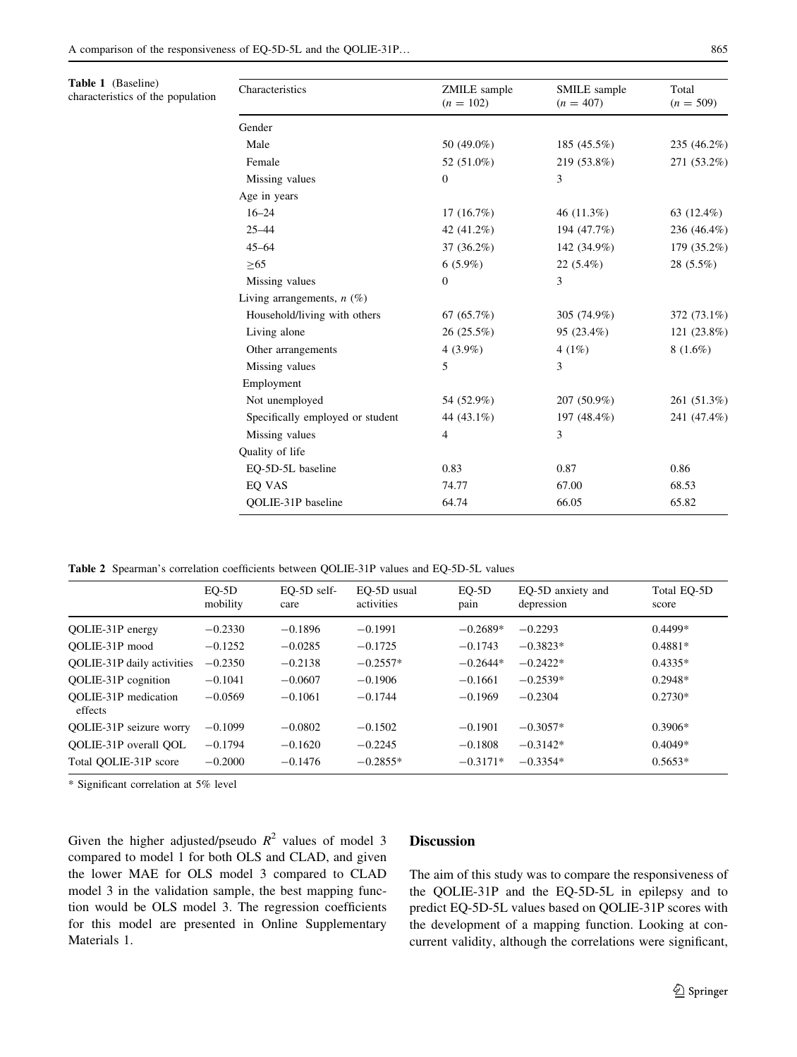**Table 1** (Baseline) characteristics of the population

| Characteristics | ZMILE sample ($n$ = 102) | SMILE sample ($n$ = 407) | Total ($n$ = 509) |
|---|---|---|---|
| Gender | | | |
| Male | 50 (49.0%) | 185 (45.5%) | 235 (46.2%) |
| Female | 52 (51.0%) | 219 (53.8%) | 271 (53.2%) |
| Missing values | 0 | 3 | |
| Age in years | | | |
| 16–24 | 17 (16.7%) | 46 (11.3%) | 63 (12.4%) |
| 25–44 | 42 (41.2%) | 194 (47.7%) | 236 (46.4%) |
| 45–64 | 37 (36.2%) | 142 (34.9%) | 179 (35.2%) |
| ≥65 | 6 (5.9%) | 22 (5.4%) | 28 (5.5%) |
| Missing values | 0 | 3 | |
| Living arrangements, $n$ (%) | | | |
| Household/living with others | 67 (65.7%) | 305 (74.9%) | 372 (73.1%) |
| Living alone | 26 (25.5%) | 95 (23.4%) | 121 (23.8%) |
| Other arrangements | 4 (3.9%) | 4 (1%) | 8 (1.6%) |
| Missing values | 5 | 3 | |
| Employment | | | |
| Not unemployed | 54 (52.9%) | 207 (50.9%) | 261 (51.3%) |
| Specifically employed or student | 44 (43.1%) | 197 (48.4%) | 241 (47.4%) |
| Missing values | 4 | 3 | |
| Quality of life | | | |
| EQ-5D-5L baseline | 0.83 | 0.87 | 0.86 |
| EQ VAS | 74.77 | 67.00 | 68.53 |
| QOLIE-31P baseline | 64.74 | 66.05 | 65.82 |

**Table 2** Spearman's correlation coefficients between QOLIE-31P values and EQ-5D-5L values

| | EQ-5D mobility | EQ-5D self-care | EQ-5D usual activities | EQ-5D pain | EQ-5D anxiety and depression | Total EQ-5D score |
|---|---|---|---|---|---|---|
| QOLIE-31P energy | −0.2330 | −0.1896 | −0.1991 | −0.2689* | −0.2293 | 0.4499* |
| QOLIE-31P mood | −0.1252 | −0.0285 | −0.1725 | −0.1743 | −0.3823* | 0.4881* |
| QOLIE-31P daily activities | −0.2350 | −0.2138 | −0.2557* | −0.2644* | −0.2422* | 0.4335* |
| QOLIE-31P cognition | −0.1041 | −0.0607 | −0.1906 | −0.1661 | −0.2539* | 0.2948* |
| QOLIE-31P medication effects | −0.0569 | −0.1061 | −0.1744 | −0.1969 | −0.2304 | 0.2730* |
| QOLIE-31P seizure worry | −0.1099 | −0.0802 | −0.1502 | −0.1901 | −0.3057* | 0.3906* |
| QOLIE-31P overall QOL | −0.1794 | −0.1620 | −0.2245 | −0.1808 | −0.3142* | 0.4049* |
| Total QOLIE-31P score | −0.2000 | −0.1476 | −0.2855* | −0.3171* | −0.3354* | 0.5653* |

\* Significant correlation at 5% level

Given the higher adjusted/pseudo $R^2$ values of model 3 compared to model 1 for both OLS and CLAD, and given the lower MAE for OLS model 3 compared to CLAD model 3 in the validation sample, the best mapping function would be OLS model 3. The regression coefficients for this model are presented in Online Supplementary Materials 1.

## Discussion

The aim of this study was to compare the responsiveness of the QOLIE-31P and the EQ-5D-5L in epilepsy and to predict EQ-5D-5L values based on QOLIE-31P scores with the development of a mapping function. Looking at concurrent validity, although the correlations were significant,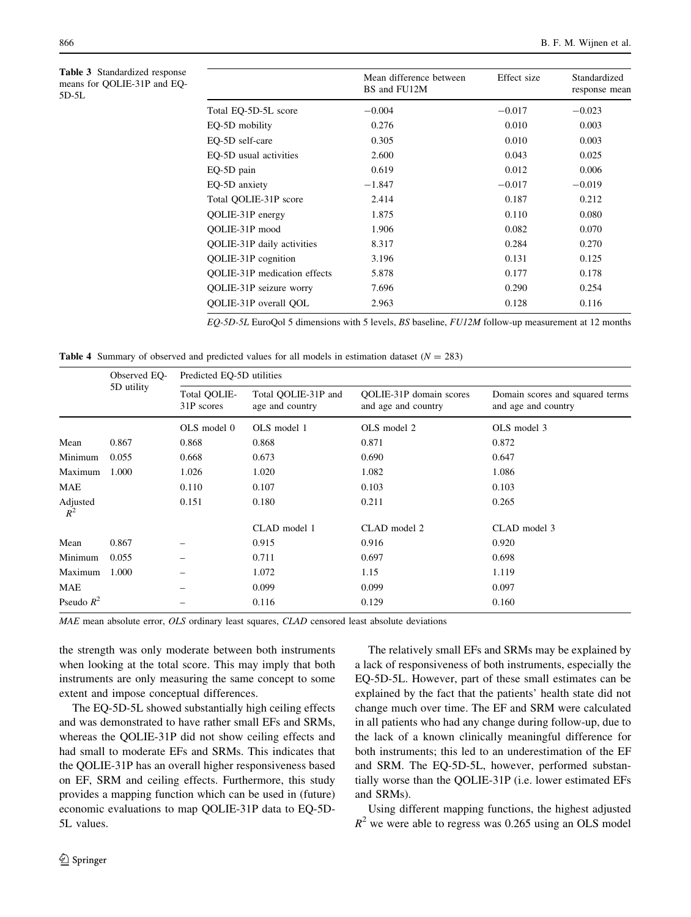**Table 3** Standardized response means for QOLIE-31P and EQ-5D-5L

| | Mean difference between BS and FU12M | Effect size | Standardized response mean |
|---|---|---|---|
| Total EQ-5D-5L score | −0.004 | −0.017 | −0.023 |
| EQ-5D mobility | 0.276 | 0.010 | 0.003 |
| EQ-5D self-care | 0.305 | 0.010 | 0.003 |
| EQ-5D usual activities | 2.600 | 0.043 | 0.025 |
| EQ-5D pain | 0.619 | 0.012 | 0.006 |
| EQ-5D anxiety | −1.847 | −0.017 | −0.019 |
| Total QOLIE-31P score | 2.414 | 0.187 | 0.212 |
| QOLIE-31P energy | 1.875 | 0.110 | 0.080 |
| QOLIE-31P mood | 1.906 | 0.082 | 0.070 |
| QOLIE-31P daily activities | 8.317 | 0.284 | 0.270 |
| QOLIE-31P cognition | 3.196 | 0.131 | 0.125 |
| QOLIE-31P medication effects | 5.878 | 0.177 | 0.178 |
| QOLIE-31P seizure worry | 7.696 | 0.290 | 0.254 |
| QOLIE-31P overall QOL | 2.963 | 0.128 | 0.116 |

*EQ-5D-5L* EuroQol 5 dimensions with 5 levels, *BS* baseline, *FU12M* follow-up measurement at 12 months

**Table 4** Summary of observed and predicted values for all models in estimation dataset ($N = 283$)

| | Observed EQ-5D utility | Predicted EQ-5D utilities | | | |
|---|---|---|---|---|---|
| | | Total QOLIE-31P scores | Total QOLIE-31P and age and country | QOLIE-31P domain scores and age and country | Domain scores and squared terms and age and country |
| | | OLS model 0 | OLS model 1 | OLS model 2 | OLS model 3 |
| Mean | 0.867 | 0.868 | 0.868 | 0.871 | 0.872 |
| Minimum | 0.055 | 0.668 | 0.673 | 0.690 | 0.647 |
| Maximum | 1.000 | 1.026 | 1.020 | 1.082 | 1.086 |
| MAE | | 0.110 | 0.107 | 0.103 | 0.103 |
| Adjusted $R^2$ | | 0.151 | 0.180 | 0.211 | 0.265 |
| | | | CLAD model 1 | CLAD model 2 | CLAD model 3 |
| Mean | 0.867 | – | 0.915 | 0.916 | 0.920 |
| Minimum | 0.055 | – | 0.711 | 0.697 | 0.698 |
| Maximum | 1.000 | – | 1.072 | 1.15 | 1.119 |
| MAE | | – | 0.099 | 0.099 | 0.097 |
| Pseudo $R^2$ | | – | 0.116 | 0.129 | 0.160 |

*MAE* mean absolute error, *OLS* ordinary least squares, *CLAD* censored least absolute deviations

the strength was only moderate between both instruments when looking at the total score. This may imply that both instruments are only measuring the same concept to some extent and impose conceptual differences.

The EQ-5D-5L showed substantially high ceiling effects and was demonstrated to have rather small EFs and SRMs, whereas the QOLIE-31P did not show ceiling effects and had small to moderate EFs and SRMs. This indicates that the QOLIE-31P has an overall higher responsiveness based on EF, SRM and ceiling effects. Furthermore, this study provides a mapping function which can be used in (future) economic evaluations to map QOLIE-31P data to EQ-5D-5L values.

The relatively small EFs and SRMs may be explained by a lack of responsiveness of both instruments, especially the EQ-5D-5L. However, part of these small estimates can be explained by the fact that the patients' health state did not change much over time. The EF and SRM were calculated in all patients who had any change during follow-up, due to the lack of a known clinically meaningful difference for both instruments; this led to an underestimation of the EF and SRM. The EQ-5D-5L, however, performed substantially worse than the QOLIE-31P (i.e. lower estimated EFs and SRMs).

Using different mapping functions, the highest adjusted $R^2$ we were able to regress was 0.265 using an OLS model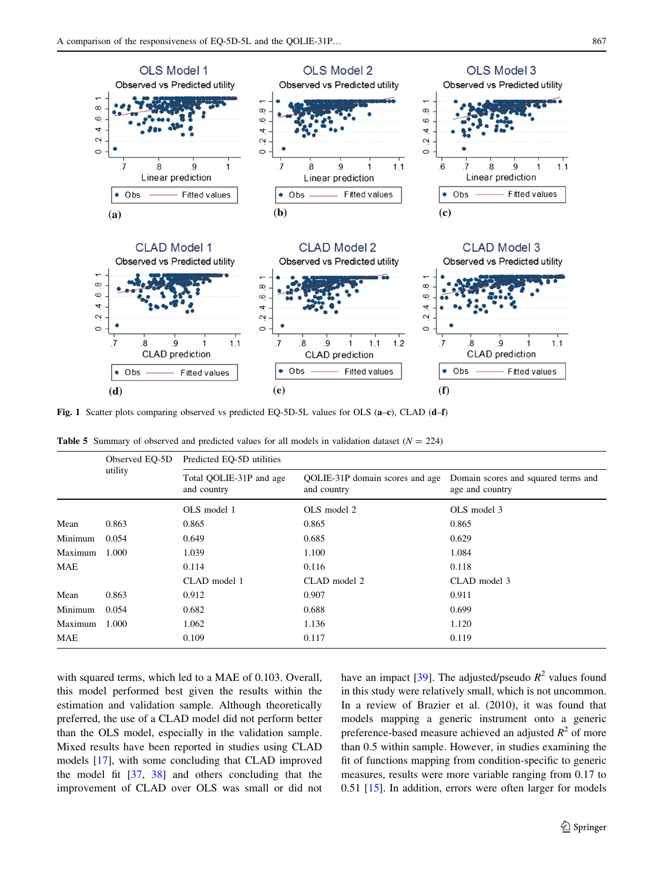Fig. 1 Scatter plots comparing observed vs predicted EQ-5D-5L values for OLS (a–c), CLAD (d–f)

Table 5 Summary of observed and predicted values for all models in validation dataset ($N = 224$)

| | Observed EQ-5D utility | Predicted EQ-5D utilities | | |
|---|---|---|---|---|
| | | Total QOLIE-31P and age and country | QOLIE-31P domain scores and age and country | Domain scores and squared terms and age and country |
| | | OLS model 1 | OLS model 2 | OLS model 3 |
| Mean | 0.863 | 0.865 | 0.865 | 0.865 |
| Minimum | 0.054 | 0.649 | 0.685 | 0.629 |
| Maximum | 1.000 | 1.039 | 1.100 | 1.084 |
| MAE | | 0.114 | 0.116 | 0.118 |
| | | CLAD model 1 | CLAD model 2 | CLAD model 3 |
| Mean | 0.863 | 0.912 | 0.907 | 0.911 |
| Minimum | 0.054 | 0.682 | 0.688 | 0.699 |
| Maximum | 1.000 | 1.062 | 1.136 | 1.120 |
| MAE | | 0.109 | 0.117 | 0.119 |

with squared terms, which led to a MAE of 0.103. Overall, this model performed best given the results within the estimation and validation sample. Although theoretically preferred, the use of a CLAD model did not perform better than the OLS model, especially in the validation sample. Mixed results have been reported in studies using CLAD models [17], with some concluding that CLAD improved the model fit [37, 38] and others concluding that the improvement of CLAD over OLS was small or did not have an impact [39]. The adjusted/pseudo $R^2$ values found in this study were relatively small, which is not uncommon. In a review of Brazier et al. (2010), it was found that models mapping a generic instrument onto a generic preference-based measure achieved an adjusted $R^2$ of more than 0.5 within sample. However, in studies examining the fit of functions mapping from condition-specific to generic measures, results were more variable ranging from 0.17 to 0.51 [15]. In addition, errors were often larger for models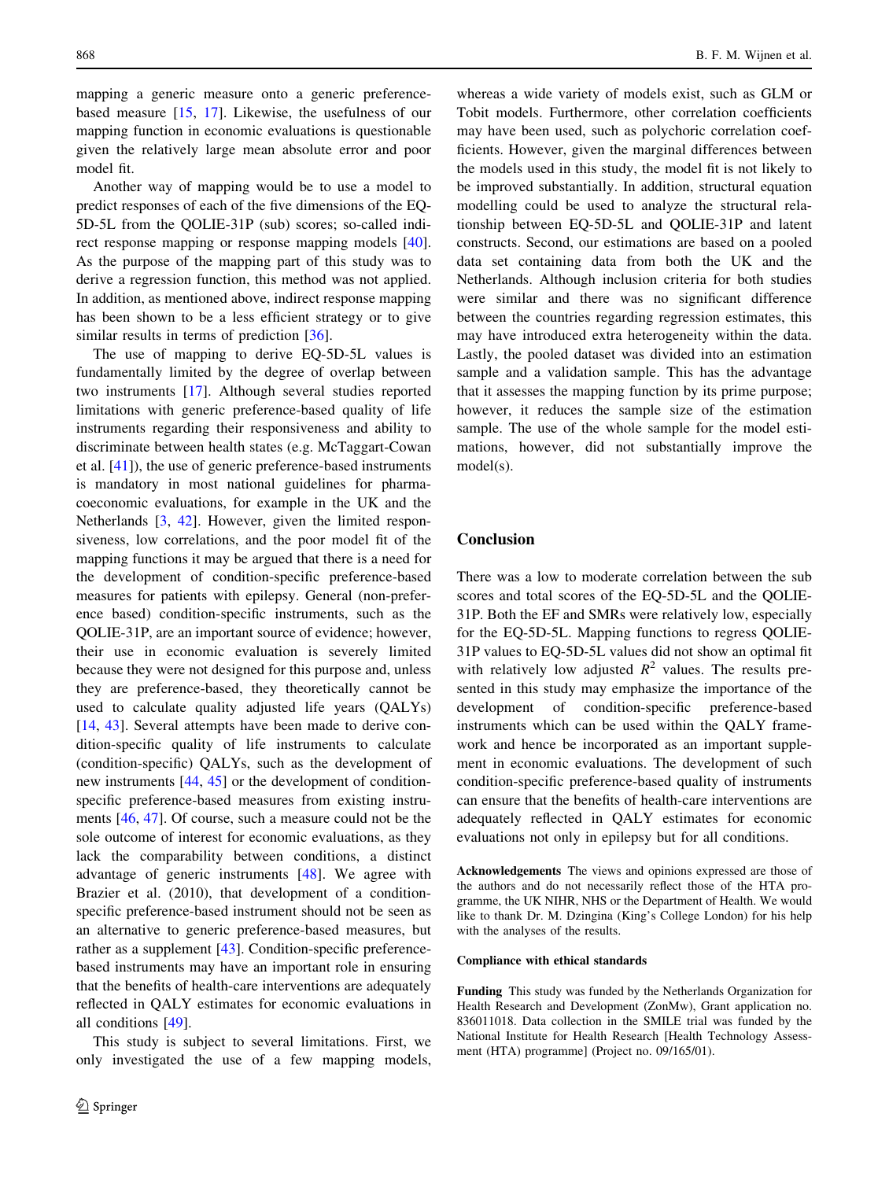mapping a generic measure onto a generic preference-based measure [15, 17]. Likewise, the usefulness of our mapping function in economic evaluations is questionable given the relatively large mean absolute error and poor model fit.

Another way of mapping would be to use a model to predict responses of each of the five dimensions of the EQ-5D-5L from the QOLIE-31P (sub) scores; so-called indirect response mapping or response mapping models [40]. As the purpose of the mapping part of this study was to derive a regression function, this method was not applied. In addition, as mentioned above, indirect response mapping has been shown to be a less efficient strategy or to give similar results in terms of prediction [36].

The use of mapping to derive EQ-5D-5L values is fundamentally limited by the degree of overlap between two instruments [17]. Although several studies reported limitations with generic preference-based quality of life instruments regarding their responsiveness and ability to discriminate between health states (e.g. McTaggart-Cowan et al. [41]), the use of generic preference-based instruments is mandatory in most national guidelines for pharmacoeconomic evaluations, for example in the UK and the Netherlands [3, 42]. However, given the limited responsiveness, low correlations, and the poor model fit of the mapping functions it may be argued that there is a need for the development of condition-specific preference-based measures for patients with epilepsy. General (non-preference based) condition-specific instruments, such as the QOLIE-31P, are an important source of evidence; however, their use in economic evaluation is severely limited because they were not designed for this purpose and, unless they are preference-based, they theoretically cannot be used to calculate quality adjusted life years (QALYs) [14, 43]. Several attempts have been made to derive condition-specific quality of life instruments to calculate (condition-specific) QALYs, such as the development of new instruments [44, 45] or the development of condition-specific preference-based measures from existing instruments [46, 47]. Of course, such a measure could not be the sole outcome of interest for economic evaluations, as they lack the comparability between conditions, a distinct advantage of generic instruments [48]. We agree with Brazier et al. (2010), that development of a condition-specific preference-based instrument should not be seen as an alternative to generic preference-based measures, but rather as a supplement [43]. Condition-specific preference-based instruments may have an important role in ensuring that the benefits of health-care interventions are adequately reflected in QALY estimates for economic evaluations in all conditions [49].

This study is subject to several limitations. First, we only investigated the use of a few mapping models, whereas a wide variety of models exist, such as GLM or Tobit models. Furthermore, other correlation coefficients may have been used, such as polychoric correlation coefficients. However, given the marginal differences between the models used in this study, the model fit is not likely to be improved substantially. In addition, structural equation modelling could be used to analyze the structural relationship between EQ-5D-5L and QOLIE-31P and latent constructs. Second, our estimations are based on a pooled data set containing data from both the UK and the Netherlands. Although inclusion criteria for both studies were similar and there was no significant difference between the countries regarding regression estimates, this may have introduced extra heterogeneity within the data. Lastly, the pooled dataset was divided into an estimation sample and a validation sample. This has the advantage that it assesses the mapping function by its prime purpose; however, it reduces the sample size of the estimation sample. The use of the whole sample for the model estimations, however, did not substantially improve the model(s).

## Conclusion

There was a low to moderate correlation between the sub scores and total scores of the EQ-5D-5L and the QOLIE-31P. Both the EF and SMRs were relatively low, especially for the EQ-5D-5L. Mapping functions to regress QOLIE-31P values to EQ-5D-5L values did not show an optimal fit with relatively low adjusted $R^2$ values. The results presented in this study may emphasize the importance of the development of condition-specific preference-based instruments which can be used within the QALY framework and hence be incorporated as an important supplement in economic evaluations. The development of such condition-specific preference-based quality of instruments can ensure that the benefits of health-care interventions are adequately reflected in QALY estimates for economic evaluations not only in epilepsy but for all conditions.

**Acknowledgements** The views and opinions expressed are those of the authors and do not necessarily reflect those of the HTA programme, the UK NIHR, NHS or the Department of Health. We would like to thank Dr. M. Dzingina (King's College London) for his help with the analyses of the results.

#### Compliance with ethical standards

**Funding** This study was funded by the Netherlands Organization for Health Research and Development (ZonMw), Grant application no. 836011018. Data collection in the SMILE trial was funded by the National Institute for Health Research [Health Technology Assessment (HTA) programme] (Project no. 09/165/01).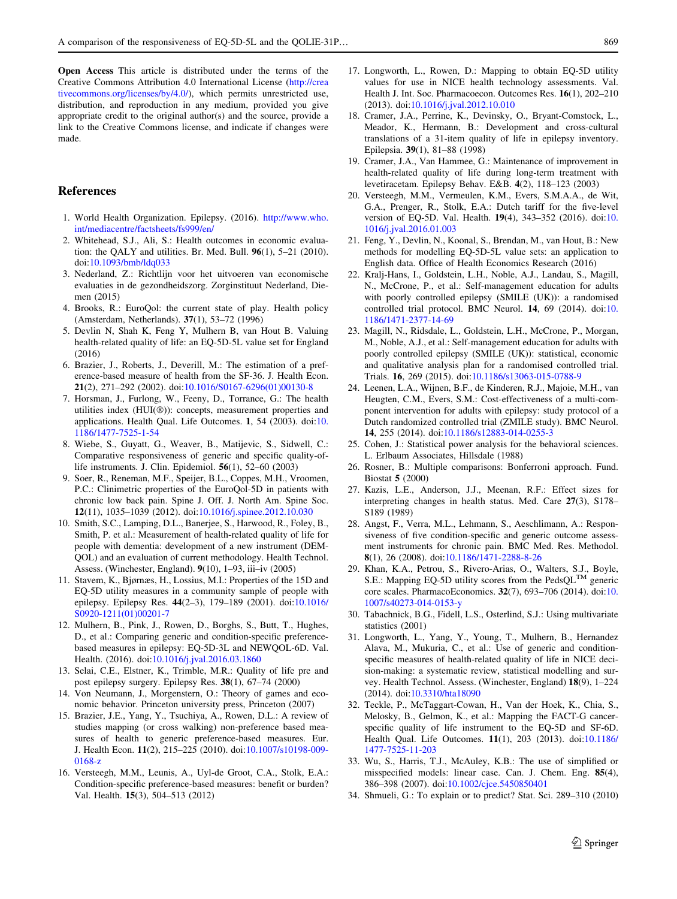**Open Access** This article is distributed under the terms of the Creative Commons Attribution 4.0 International License (http://creativecommons.org/licenses/by/4.0/), which permits unrestricted use, distribution, and reproduction in any medium, provided you give appropriate credit to the original author(s) and the source, provide a link to the Creative Commons license, and indicate if changes were made.

## References

1. World Health Organization. Epilepsy. (2016). http://www.who.int/mediacentre/factsheets/fs999/en/
2. Whitehead, S.J., Ali, S.: Health outcomes in economic evaluation: the QALY and utilities. Br. Med. Bull. **96**(1), 5–21 (2010). doi:10.1093/bmb/ldq033
3. Nederland, Z.: Richtlijn voor het uitvoeren van economische evaluaties in de gezondheidszorg. Zorginstituut Nederland, Diemen (2015)
4. Brooks, R.: EuroQol: the current state of play. Health policy (Amsterdam, Netherlands). **37**(1), 53–72 (1996)
5. Devlin N, Shah K, Feng Y, Mulhern B, van Hout B. Valuing health-related quality of life: an EQ-5D-5L value set for England (2016)
6. Brazier, J., Roberts, J., Deverill, M.: The estimation of a preference-based measure of health from the SF-36. J. Health Econ. **21**(2), 271–292 (2002). doi:10.1016/S0167-6296(01)00130-8
7. Horsman, J., Furlong, W., Feeny, D., Torrance, G.: The health utilities index (HUI(®)): concepts, measurement properties and applications. Health Qual. Life Outcomes. **1**, 54 (2003). doi:10.1186/1477-7525-1-54
8. Wiebe, S., Guyatt, G., Weaver, B., Matijevic, S., Sidwell, C.: Comparative responsiveness of generic and specific quality-of-life instruments. J. Clin. Epidemiol. **56**(1), 52–60 (2003)
9. Soer, R., Reneman, M.F., Speijer, B.L., Coppes, M.H., Vroomen, P.C.: Clinimetric properties of the EuroQol-5D in patients with chronic low back pain. Spine J. Off. J. North Am. Spine Soc. **12**(11), 1035–1039 (2012). doi:10.1016/j.spinee.2012.10.030
10. Smith, S.C., Lamping, D.L., Banerjee, S., Harwood, R., Foley, B., Smith, P. et al.: Measurement of health-related quality of life for people with dementia: development of a new instrument (DEMQOL) and an evaluation of current methodology. Health Technol. Assess. (Winchester, England). **9**(10), 1–93, iii–iv (2005)
11. Stavem, K., Bjørnæs, H., Lossius, M.I.: Properties of the 15D and EQ-5D utility measures in a community sample of people with epilepsy. Epilepsy Res. **44**(2–3), 179–189 (2001). doi:10.1016/S0920-1211(01)00201-7
12. Mulhern, B., Pink, J., Rowen, D., Borghs, S., Butt, T., Hughes, D., et al.: Comparing generic and condition-specific preference-based measures in epilepsy: EQ-5D-3L and NEWQOL-6D. Val. Health. (2016). doi:10.1016/j.jval.2016.03.1860
13. Selai, C.E., Elstner, K., Trimble, M.R.: Quality of life pre and post epilepsy surgery. Epilepsy Res. **38**(1), 67–74 (2000)
14. Von Neumann, J., Morgenstern, O.: Theory of games and economic behavior. Princeton university press, Princeton (2007)
15. Brazier, J.E., Yang, Y., Tsuchiya, A., Rowen, D.L.: A review of studies mapping (or cross walking) non-preference based measures of health to generic preference-based measures. Eur. J. Health Econ. **11**(2), 215–225 (2010). doi:10.1007/s10198-009-0168-z
16. Versteegh, M.M., Leunis, A., Uyl-de Groot, C.A., Stolk, E.A.: Condition-specific preference-based measures: benefit or burden? Val. Health. **15**(3), 504–513 (2012)
17. Longworth, L., Rowen, D.: Mapping to obtain EQ-5D utility values for use in NICE health technology assessments. Val. Health J. Int. Soc. Pharmacoecon. Outcomes Res. **16**(1), 202–210 (2013). doi:10.1016/j.jval.2012.10.010
18. Cramer, J.A., Perrine, K., Devinsky, O., Bryant-Comstock, L., Meador, K., Hermann, B.: Development and cross-cultural translations of a 31-item quality of life in epilepsy inventory. Epilepsia. **39**(1), 81–88 (1998)
19. Cramer, J.A., Van Hammee, G.: Maintenance of improvement in health-related quality of life during long-term treatment with levetiracetam. Epilepsy Behav. E&B. **4**(2), 118–123 (2003)
20. Versteegh, M.M., Vermeulen, K.M., Evers, S.M.A.A., de Wit, G.A., Prenger, R., Stolk, E.A.: Dutch tariff for the five-level version of EQ-5D. Val. Health. **19**(4), 343–352 (2016). doi:10.1016/j.jval.2016.01.003
21. Feng, Y., Devlin, N., Koonal, S., Brendan, M., van Hout, B.: New methods for modelling EQ-5D-5L value sets: an application to English data. Office of Health Economics Research (2016)
22. Kralj-Hans, I., Goldstein, L.H., Noble, A.J., Landau, S., Magill, N., McCrone, P., et al.: Self-management education for adults with poorly controlled epilepsy (SMILE (UK)): a randomised controlled trial protocol. BMC Neurol. **14**, 69 (2014). doi:10.1186/1471-2377-14-69
23. Magill, N., Ridsdale, L., Goldstein, L.H., McCrone, P., Morgan, M., Noble, A.J., et al.: Self-management education for adults with poorly controlled epilepsy (SMILE (UK)): statistical, economic and qualitative analysis plan for a randomised controlled trial. Trials. **16**, 269 (2015). doi:10.1186/s13063-015-0788-9
24. Leenen, L.A., Wijnen, B.F., de Kinderen, R.J., Majoie, M.H., van Heugten, C.M., Evers, S.M.: Cost-effectiveness of a multi-component intervention for adults with epilepsy: study protocol of a Dutch randomized controlled trial (ZMILE study). BMC Neurol. **14**, 255 (2014). doi:10.1186/s12883-014-0255-3
25. Cohen, J.: Statistical power analysis for the behavioral sciences. L. Erlbaum Associates, Hillsdale (1988)
26. Rosner, B.: Multiple comparisons: Bonferroni approach. Fund. Biostat **5** (2000)
27. Kazis, L.E., Anderson, J.J., Meenan, R.F.: Effect sizes for interpreting changes in health status. Med. Care **27**(3), S178–S189 (1989)
28. Angst, F., Verra, M.L., Lehmann, S., Aeschlimann, A.: Responsiveness of five condition-specific and generic outcome assessment instruments for chronic pain. BMC Med. Res. Methodol. **8**(1), 26 (2008). doi:10.1186/1471-2288-8-26
29. Khan, K.A., Petrou, S., Rivero-Arias, O., Walters, S.J., Boyle, S.E.: Mapping EQ-5D utility scores from the PedsQL™ generic core scales. PharmacoEconomics. **32**(7), 693–706 (2014). doi:10.1007/s40273-014-0153-y
30. Tabachnick, B.G., Fidell, L.S., Osterlind, S.J.: Using multivariate statistics (2001)
31. Longworth, L., Yang, Y., Young, T., Mulhern, B., Hernandez Alava, M., Mukuria, C., et al.: Use of generic and condition-specific measures of health-related quality of life in NICE decision-making: a systematic review, statistical modelling and survey. Health Technol. Assess. (Winchester, England) **18**(9), 1–224 (2014). doi:10.3310/hta18090
32. Teckle, P., McTaggart-Cowan, H., Van der Hoek, K., Chia, S., Melosky, B., Gelmon, K., et al.: Mapping the FACT-G cancer-specific quality of life instrument to the EQ-5D and SF-6D. Health Qual. Life Outcomes. **11**(1), 203 (2013). doi:10.1186/1477-7525-11-203
33. Wu, S., Harris, T.J., McAuley, K.B.: The use of simplified or misspecified models: linear case. Can. J. Chem. Eng. **85**(4), 386–398 (2007). doi:10.1002/cjce.5450850401
34. Shmueli, G.: To explain or to predict? Stat. Sci. 289–310 (2010)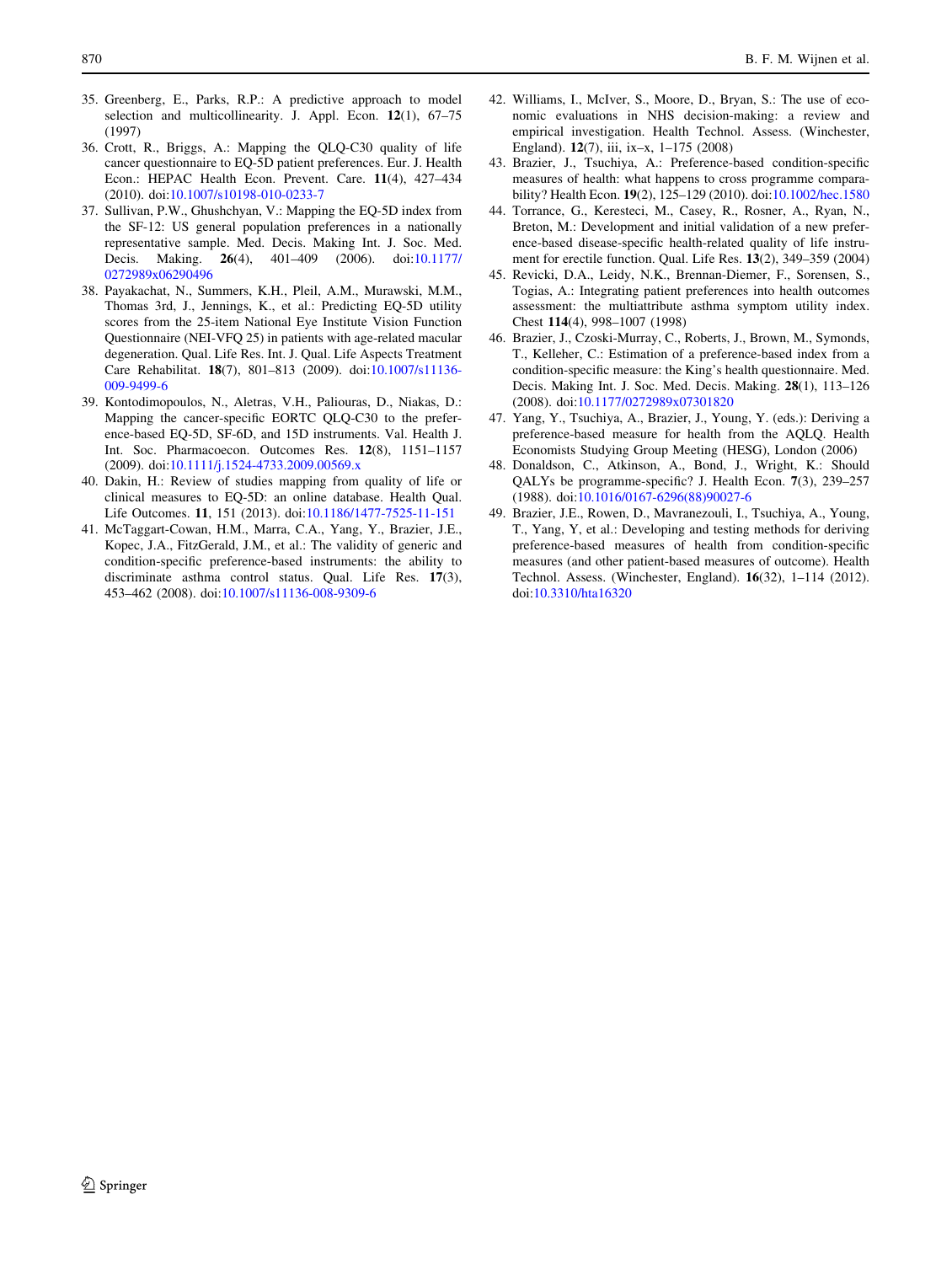35. Greenberg, E., Parks, R.P.: A predictive approach to model selection and multicollinearity. J. Appl. Econ. **12**(1), 67–75 (1997)
36. Crott, R., Briggs, A.: Mapping the QLQ-C30 quality of life cancer questionnaire to EQ-5D patient preferences. Eur. J. Health Econ.: HEPAC Health Econ. Prevent. Care. **11**(4), 427–434 (2010). doi:10.1007/s10198-010-0233-7
37. Sullivan, P.W., Ghushchyan, V.: Mapping the EQ-5D index from the SF-12: US general population preferences in a nationally representative sample. Med. Decis. Making Int. J. Soc. Med. Decis. Making. **26**(4), 401–409 (2006). doi:10.1177/0272989x06290496
38. Payakachat, N., Summers, K.H., Pleil, A.M., Murawski, M.M., Thomas 3rd, J., Jennings, K., et al.: Predicting EQ-5D utility scores from the 25-item National Eye Institute Vision Function Questionnaire (NEI-VFQ 25) in patients with age-related macular degeneration. Qual. Life Res. Int. J. Qual. Life Aspects Treatment Care Rehabilitat. **18**(7), 801–813 (2009). doi:10.1007/s11136-009-9499-6
39. Kontodimopoulos, N., Aletras, V.H., Paliouras, D., Niakas, D.: Mapping the cancer-specific EORTC QLQ-C30 to the preference-based EQ-5D, SF-6D, and 15D instruments. Val. Health J. Int. Soc. Pharmacoecon. Outcomes Res. **12**(8), 1151–1157 (2009). doi:10.1111/j.1524-4733.2009.00569.x
40. Dakin, H.: Review of studies mapping from quality of life or clinical measures to EQ-5D: an online database. Health Qual. Life Outcomes. **11**, 151 (2013). doi:10.1186/1477-7525-11-151
41. McTaggart-Cowan, H.M., Marra, C.A., Yang, Y., Brazier, J.E., Kopec, J.A., FitzGerald, J.M., et al.: The validity of generic and condition-specific preference-based instruments: the ability to discriminate asthma control status. Qual. Life Res. **17**(3), 453–462 (2008). doi:10.1007/s11136-008-9309-6
42. Williams, I., McIver, S., Moore, D., Bryan, S.: The use of economic evaluations in NHS decision-making: a review and empirical investigation. Health Technol. Assess. (Winchester, England). **12**(7), iii, ix–x, 1–175 (2008)
43. Brazier, J., Tsuchiya, A.: Preference-based condition-specific measures of health: what happens to cross programme comparability? Health Econ. **19**(2), 125–129 (2010). doi:10.1002/hec.1580
44. Torrance, G., Keresteci, M., Casey, R., Rosner, A., Ryan, N., Breton, M.: Development and initial validation of a new preference-based disease-specific health-related quality of life instrument for erectile function. Qual. Life Res. **13**(2), 349–359 (2004)
45. Revicki, D.A., Leidy, N.K., Brennan-Diemer, F., Sorensen, S., Togias, A.: Integrating patient preferences into health outcomes assessment: the multiattribute asthma symptom utility index. Chest **114**(4), 998–1007 (1998)
46. Brazier, J., Czoski-Murray, C., Roberts, J., Brown, M., Symonds, T., Kelleher, C.: Estimation of a preference-based index from a condition-specific measure: the King's health questionnaire. Med. Decis. Making Int. J. Soc. Med. Decis. Making. **28**(1), 113–126 (2008). doi:10.1177/0272989x07301820
47. Yang, Y., Tsuchiya, A., Brazier, J., Young, Y. (eds.): Deriving a preference-based measure for health from the AQLQ. Health Economists Studying Group Meeting (HESG), London (2006)
48. Donaldson, C., Atkinson, A., Bond, J., Wright, K.: Should QALYs be programme-specific? J. Health Econ. **7**(3), 239–257 (1988). doi:10.1016/0167-6296(88)90027-6
49. Brazier, J.E., Rowen, D., Mavranezouli, I., Tsuchiya, A., Young, T., Yang, Y, et al.: Developing and testing methods for deriving preference-based measures of health from condition-specific measures (and other patient-based measures of outcome). Health Technol. Assess. (Winchester, England). **16**(32), 1–114 (2012). doi:10.3310/hta16320